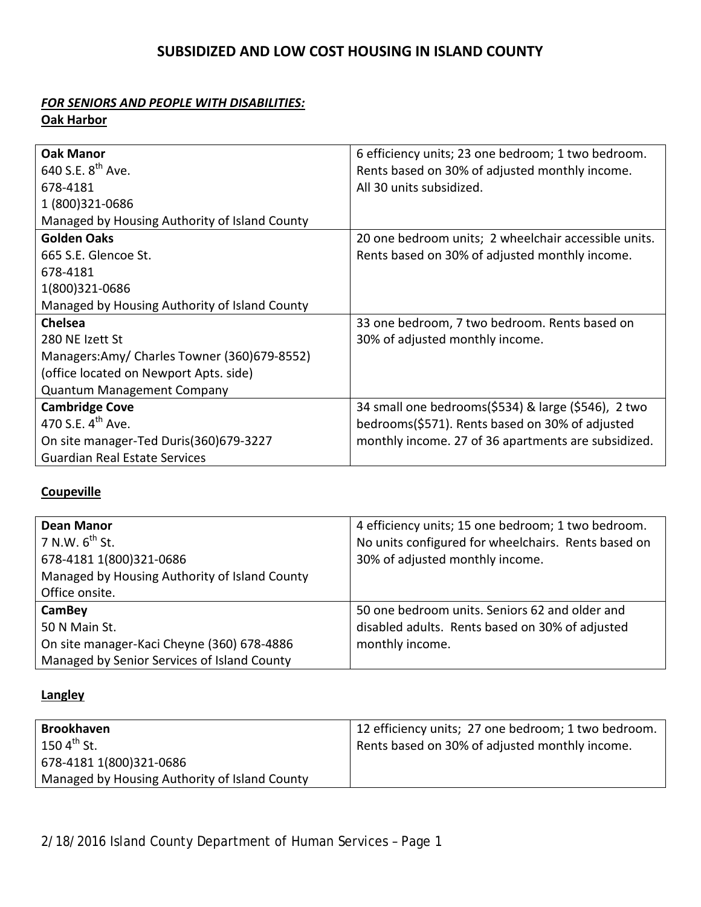# SUBSIDIZED AND LOW COST HOUSING IN ISLAND COUNTY

***FOR SENIORS AND PEOPLE WITH DISABILITIES:***

**Oak Harbor**

| | |
|---|---|
| **Oak Manor**<br>640 S.E. 8th Ave.<br>678-4181<br>1 (800)321-0686<br>Managed by Housing Authority of Island County | 6 efficiency units; 23 one bedroom; 1 two bedroom. Rents based on 30% of adjusted monthly income. All 30 units subsidized. |
| **Golden Oaks**<br>665 S.E. Glencoe St.<br>678-4181<br>1(800)321-0686<br>Managed by Housing Authority of Island County | 20 one bedroom units; 2 wheelchair accessible units. Rents based on 30% of adjusted monthly income. |
| **Chelsea**<br>280 NE Izett St<br>Managers:Amy/ Charles Towner (360)679-8552)<br>(office located on Newport Apts. side)<br>Quantum Management Company | 33 one bedroom, 7 two bedroom. Rents based on 30% of adjusted monthly income. |
| **Cambridge Cove**<br>470 S.E. 4th Ave.<br>On site manager-Ted Duris(360)679-3227<br>Guardian Real Estate Services | 34 small one bedrooms($534) & large ($546), 2 two bedrooms($571). Rents based on 30% of adjusted monthly income. 27 of 36 apartments are subsidized. |

**Coupeville**

| | |
|---|---|
| **Dean Manor**<br>7 N.W. 6th St.<br>678-4181 1(800)321-0686<br>Managed by Housing Authority of Island County<br>Office onsite. | 4 efficiency units; 15 one bedroom; 1 two bedroom. No units configured for wheelchairs. Rents based on 30% of adjusted monthly income. |
| **CamBey**<br>50 N Main St.<br>On site manager-Kaci Cheyne (360) 678-4886<br>Managed by Senior Services of Island County | 50 one bedroom units. Seniors 62 and older and disabled adults. Rents based on 30% of adjusted monthly income. |

**Langley**

| | |
|---|---|
| **Brookhaven**<br>150 4th St.<br>678-4181 1(800)321-0686<br>Managed by Housing Authority of Island County | 12 efficiency units; 27 one bedroom; 1 two bedroom. Rents based on 30% of adjusted monthly income. |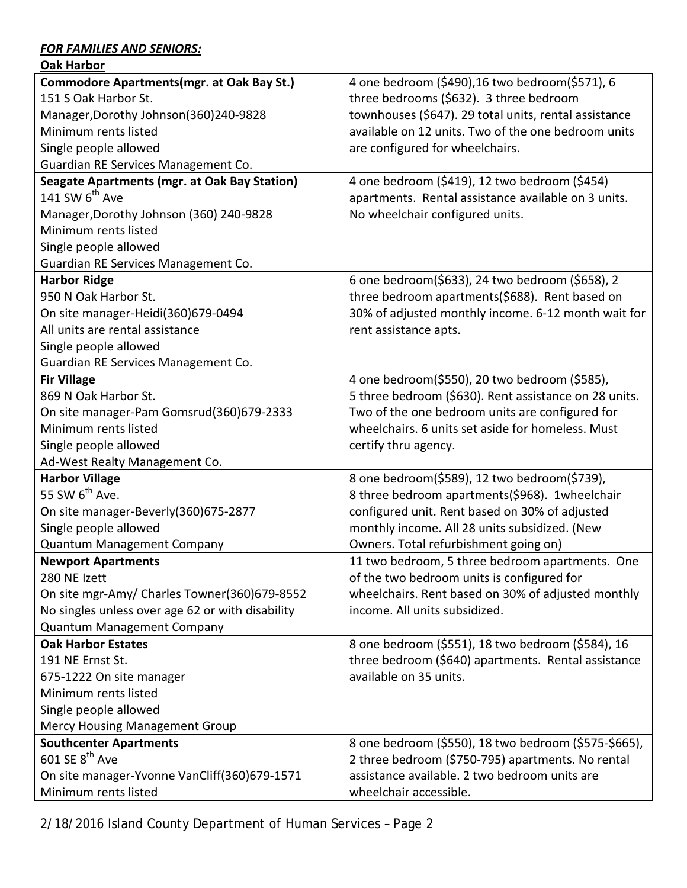***FOR FAMILIES AND SENIORS:***

**Oak Harbor**

| | |
|---|---|
| **Commodore Apartments(mgr. at Oak Bay St.)**<br>151 S Oak Harbor St.<br>Manager,Dorothy Johnson(360)240-9828<br>Minimum rents listed<br>Single people allowed<br>Guardian RE Services Management Co. | 4 one bedroom ($490),16 two bedroom($571), 6 three bedrooms ($632). 3 three bedroom townhouses ($647). 29 total units, rental assistance available on 12 units. Two of the one bedroom units are configured for wheelchairs. |
| **Seagate Apartments (mgr. at Oak Bay Station)**<br>141 SW 6th Ave<br>Manager,Dorothy Johnson (360) 240-9828<br>Minimum rents listed<br>Single people allowed<br>Guardian RE Services Management Co. | 4 one bedroom ($419), 12 two bedroom ($454) apartments. Rental assistance available on 3 units. No wheelchair configured units. |
| **Harbor Ridge**<br>950 N Oak Harbor St.<br>On site manager-Heidi(360)679-0494<br>All units are rental assistance<br>Single people allowed<br>Guardian RE Services Management Co. | 6 one bedroom($633), 24 two bedroom ($658), 2 three bedroom apartments($688). Rent based on 30% of adjusted monthly income. 6-12 month wait for rent assistance apts. |
| **Fir Village**<br>869 N Oak Harbor St.<br>On site manager-Pam Gomsrud(360)679-2333<br>Minimum rents listed<br>Single people allowed<br>Ad-West Realty Management Co. | 4 one bedroom($550), 20 two bedroom ($585), 5 three bedroom ($630). Rent assistance on 28 units. Two of the one bedroom units are configured for wheelchairs. 6 units set aside for homeless. Must certify thru agency. |
| **Harbor Village**<br>55 SW 6th Ave.<br>On site manager-Beverly(360)675-2877<br>Single people allowed<br>Quantum Management Company | 8 one bedroom($589), 12 two bedroom($739), 8 three bedroom apartments($968). 1wheelchair configured unit. Rent based on 30% of adjusted monthly income. All 28 units subsidized. (New Owners. Total refurbishment going on) |
| **Newport Apartments**<br>280 NE Izett<br>On site mgr-Amy/ Charles Towner(360)679-8552<br>No singles unless over age 62 or with disability<br>Quantum Management Company | 11 two bedroom, 5 three bedroom apartments. One of the two bedroom units is configured for wheelchairs. Rent based on 30% of adjusted monthly income. All units subsidized. |
| **Oak Harbor Estates**<br>191 NE Ernst St.<br>675-1222 On site manager<br>Minimum rents listed<br>Single people allowed<br>Mercy Housing Management Group | 8 one bedroom ($551), 18 two bedroom ($584), 16 three bedroom ($640) apartments. Rental assistance available on 35 units. |
| **Southcenter Apartments**<br>601 SE 8th Ave<br>On site manager-Yvonne VanCliff(360)679-1571<br>Minimum rents listed | 8 one bedroom ($550), 18 two bedroom ($575-$665), 2 three bedroom ($750-795) apartments. No rental assistance available. 2 two bedroom units are wheelchair accessible. |

2/18/2016 Island County Department of Human Services – Page 2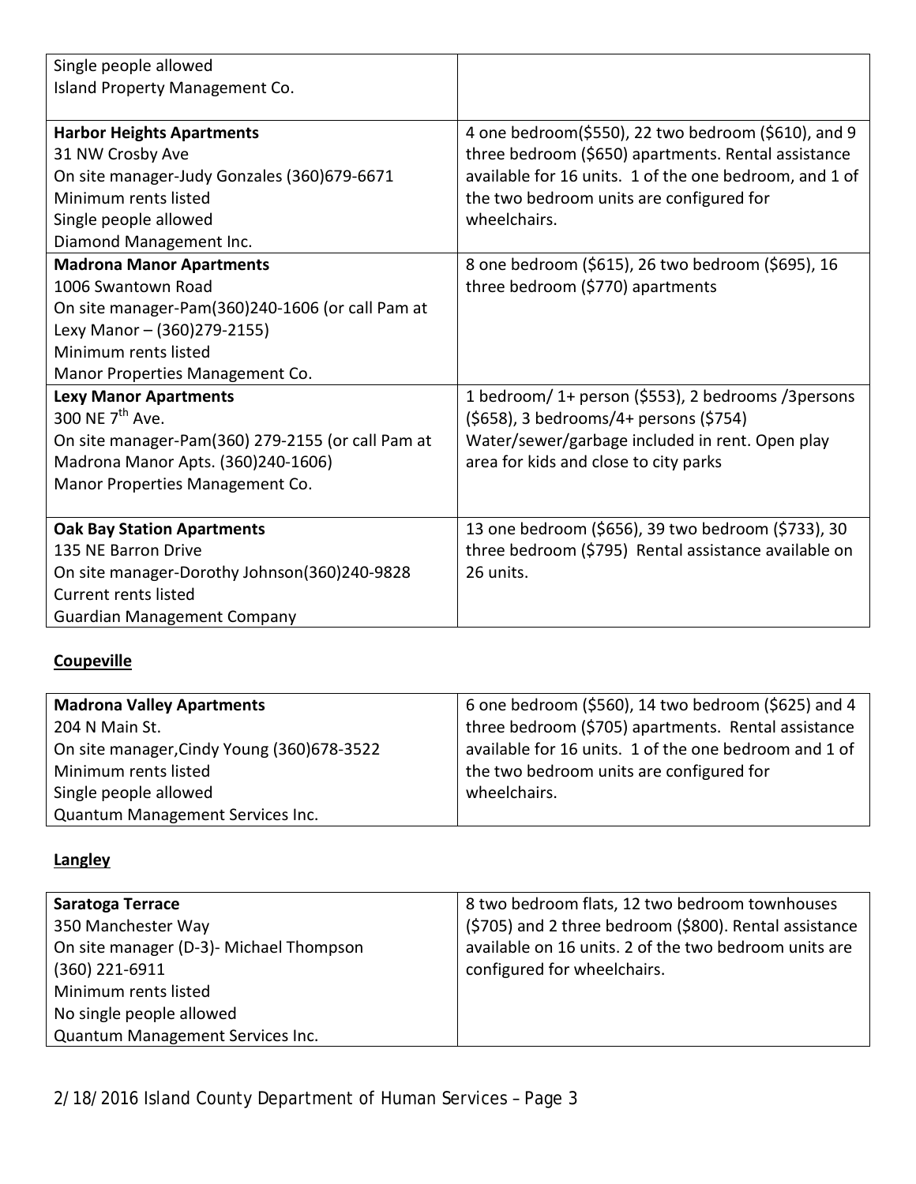| | |
|---|---|
| Single people allowed<br>Island Property Management Co. | |
| **Harbor Heights Apartments**<br>31 NW Crosby Ave<br>On site manager-Judy Gonzales (360)679-6671<br>Minimum rents listed<br>Single people allowed<br>Diamond Management Inc. | 4 one bedroom($550), 22 two bedroom ($610), and 9 three bedroom ($650) apartments. Rental assistance available for 16 units. 1 of the one bedroom, and 1 of the two bedroom units are configured for wheelchairs. |
| **Madrona Manor Apartments**<br>1006 Swantown Road<br>On site manager-Pam(360)240-1606 (or call Pam at Lexy Manor – (360)279-2155)<br>Minimum rents listed<br>Manor Properties Management Co. | 8 one bedroom ($615), 26 two bedroom ($695), 16 three bedroom ($770) apartments |
| **Lexy Manor Apartments**<br>300 NE 7th Ave.<br>On site manager-Pam(360) 279-2155 (or call Pam at Madrona Manor Apts. (360)240-1606)<br>Manor Properties Management Co. | 1 bedroom/ 1+ person ($553), 2 bedrooms /3persons ($658), 3 bedrooms/4+ persons ($754)<br>Water/sewer/garbage included in rent. Open play area for kids and close to city parks |
| **Oak Bay Station Apartments**<br>135 NE Barron Drive<br>On site manager-Dorothy Johnson(360)240-9828<br>Current rents listed<br>Guardian Management Company | 13 one bedroom ($656), 39 two bedroom ($733), 30 three bedroom ($795) Rental assistance available on 26 units. |

**Coupeville**

| | |
|---|---|
| **Madrona Valley Apartments**<br>204 N Main St.<br>On site manager,Cindy Young (360)678-3522<br>Minimum rents listed<br>Single people allowed<br>Quantum Management Services Inc. | 6 one bedroom ($560), 14 two bedroom ($625) and 4 three bedroom ($705) apartments. Rental assistance available for 16 units. 1 of the one bedroom and 1 of the two bedroom units are configured for wheelchairs. |

**Langley**

| | |
|---|---|
| **Saratoga Terrace**<br>350 Manchester Way<br>On site manager (D-3)- Michael Thompson (360) 221-6911<br>Minimum rents listed<br>No single people allowed<br>Quantum Management Services Inc. | 8 two bedroom flats, 12 two bedroom townhouses ($705) and 2 three bedroom ($800). Rental assistance available on 16 units. 2 of the two bedroom units are configured for wheelchairs. |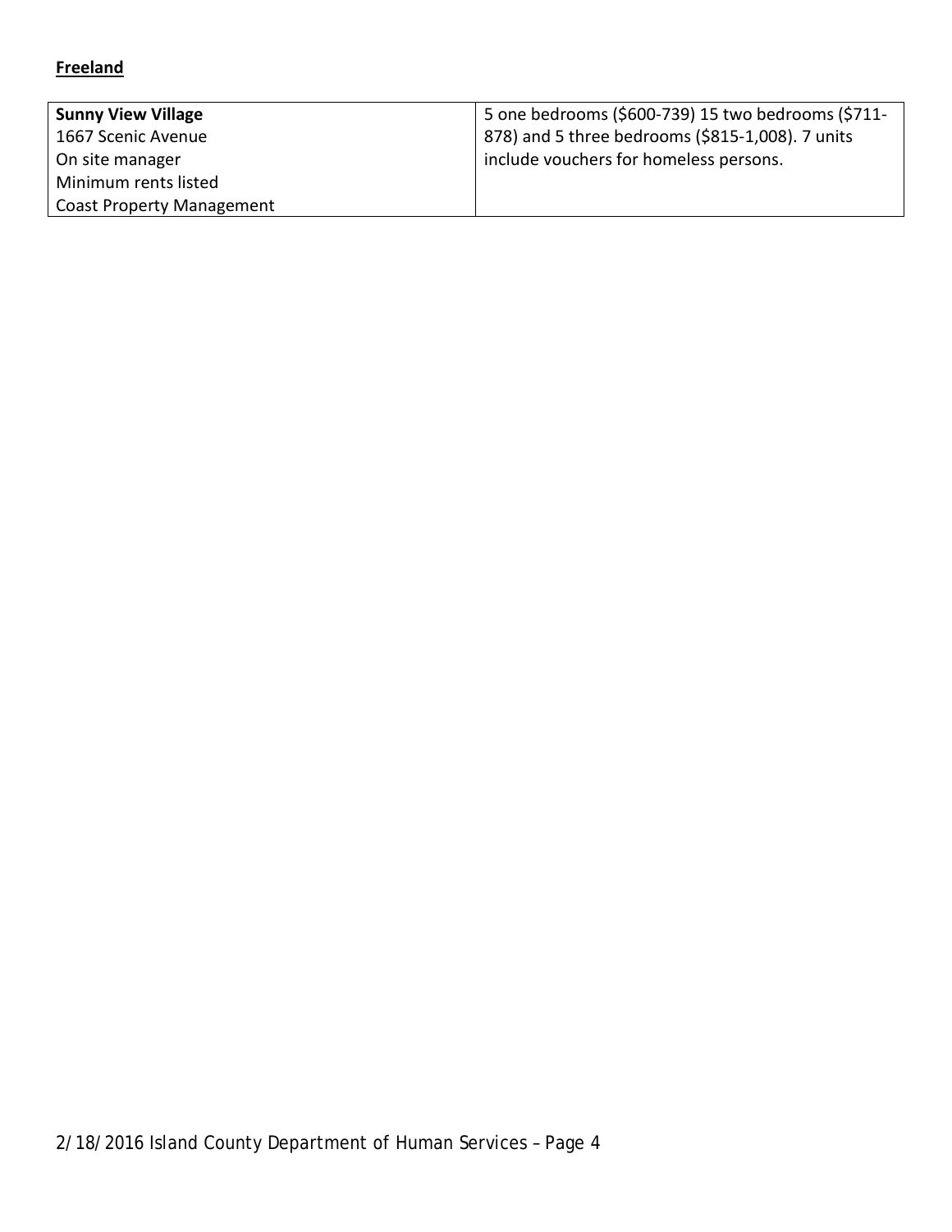**Freeland**

| | |
|---|---|
| **Sunny View Village**<br>1667 Scenic Avenue<br>On site manager<br>Minimum rents listed<br>Coast Property Management | 5 one bedrooms ($600-739) 15 two bedrooms ($711-878) and 5 three bedrooms ($815-1,008). 7 units include vouchers for homeless persons. |